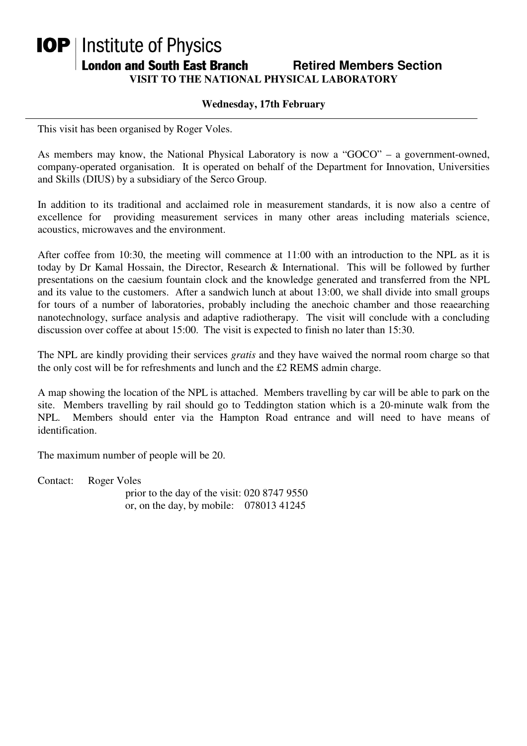# IOP | Institute of Physics

**London and South East Branch** **Retired Members Section**

**VISIT TO THE NATIONAL PHYSICAL LABORATORY**

**Wednesday, 17th February**

---

This visit has been organised by Roger Voles.

As members may know, the National Physical Laboratory is now a "GOCO" – a government-owned, company-operated organisation. It is operated on behalf of the Department for Innovation, Universities and Skills (DIUS) by a subsidiary of the Serco Group.

In addition to its traditional and acclaimed role in measurement standards, it is now also a centre of excellence for providing measurement services in many other areas including materials science, acoustics, microwaves and the environment.

After coffee from 10:30, the meeting will commence at 11:00 with an introduction to the NPL as it is today by Dr Kamal Hossain, the Director, Research & International. This will be followed by further presentations on the caesium fountain clock and the knowledge generated and transferred from the NPL and its value to the customers. After a sandwich lunch at about 13:00, we shall divide into small groups for tours of a number of laboratories, probably including the anechoic chamber and those reaearching nanotechnology, surface analysis and adaptive radiotherapy. The visit will conclude with a concluding discussion over coffee at about 15:00. The visit is expected to finish no later than 15:30.

The NPL are kindly providing their services *gratis* and they have waived the normal room charge so that the only cost will be for refreshments and lunch and the £2 REMS admin charge.

A map showing the location of the NPL is attached. Members travelling by car will be able to park on the site. Members travelling by rail should go to Teddington station which is a 20-minute walk from the NPL. Members should enter via the Hampton Road entrance and will need to have means of identification.

The maximum number of people will be 20.

Contact: Roger Voles
prior to the day of the visit: 020 8747 9550
or, on the day, by mobile: 078013 41245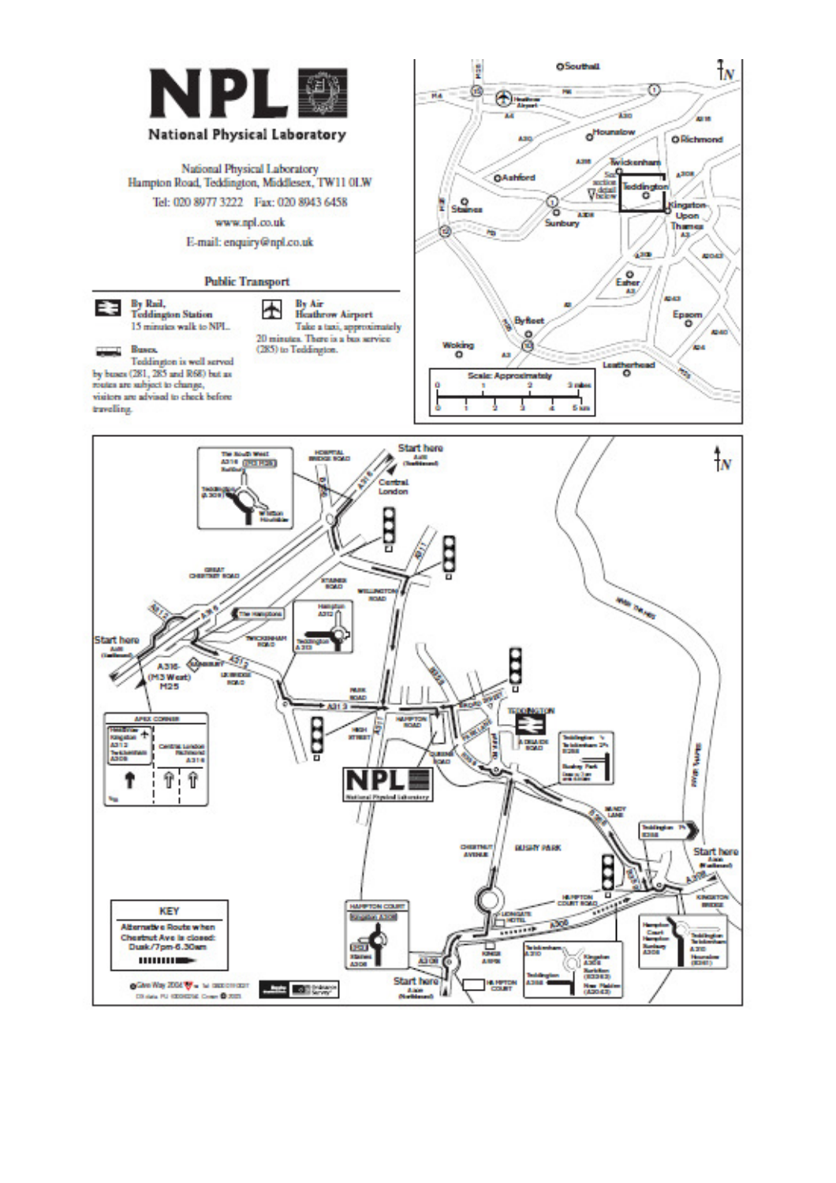# NPL

**National Physical Laboratory**

National Physical Laboratory
Hampton Road, Teddington, Middlesex, TW11 0LW

Tel: 020 8977 3222 Fax: 020 8943 6458

www.npl.co.uk

E-mail: enquiry@npl.co.uk

## Public Transport

**By Rail, Teddington Station**
15 minutes walk to NPL.

**Buses.**
Teddington is well served by buses (281, 285 and R68) but as routes are subject to change, visitors are advised to check before travelling.

**By Air Heathrow Airport**
Take a taxi, approximately 20 minutes. There is a bus service (285) to Teddington.

Southall
Heathrow Airport
Hounslow
Richmond
Twickenham
Ashford
See section detail below
Teddington
Staines
Sunbury
Kingston Upon Thames
Esher
Epsom
Byfleet
Woking
Leatherhead

Scale: Approximately
0 1 2 3 miles
0 1 2 3 4 5 km

Start here A316 (Eastbound)
Central London
HOSPITAL BRIDGE ROAD
GREAT CHERTSEY ROAD
STAINES ROAD
WELLINGTON ROAD
The Hamptons
TWICKENHAM ROAD
Start here A316 (Eastbound)
A316 (M3 West) M25
SUNBURY
UXBRIDGE ROAD
PARK ROAD
A313
HIGH STREET
HAMPTON ROAD
BROAD STREET
TEDDINGTON
QUEENS ROAD
NPL National Physical Laboratory
BUSHY PARK
CHESTNUT AVENUE
SANDY LANE
HAMPTON COURT ROAD
LONGATE HOTEL
KINGS A308
HAMPTON COURT
Start here A308 (Northbound)
Start here A308 (Westbound)
KINGSTON BRIDGE
RIVER THAMES
APEX CORNER

KEY
Alternative Route when Chestnut Ave is closed: Dusk/7pm-6.30am

© Give Way 2004